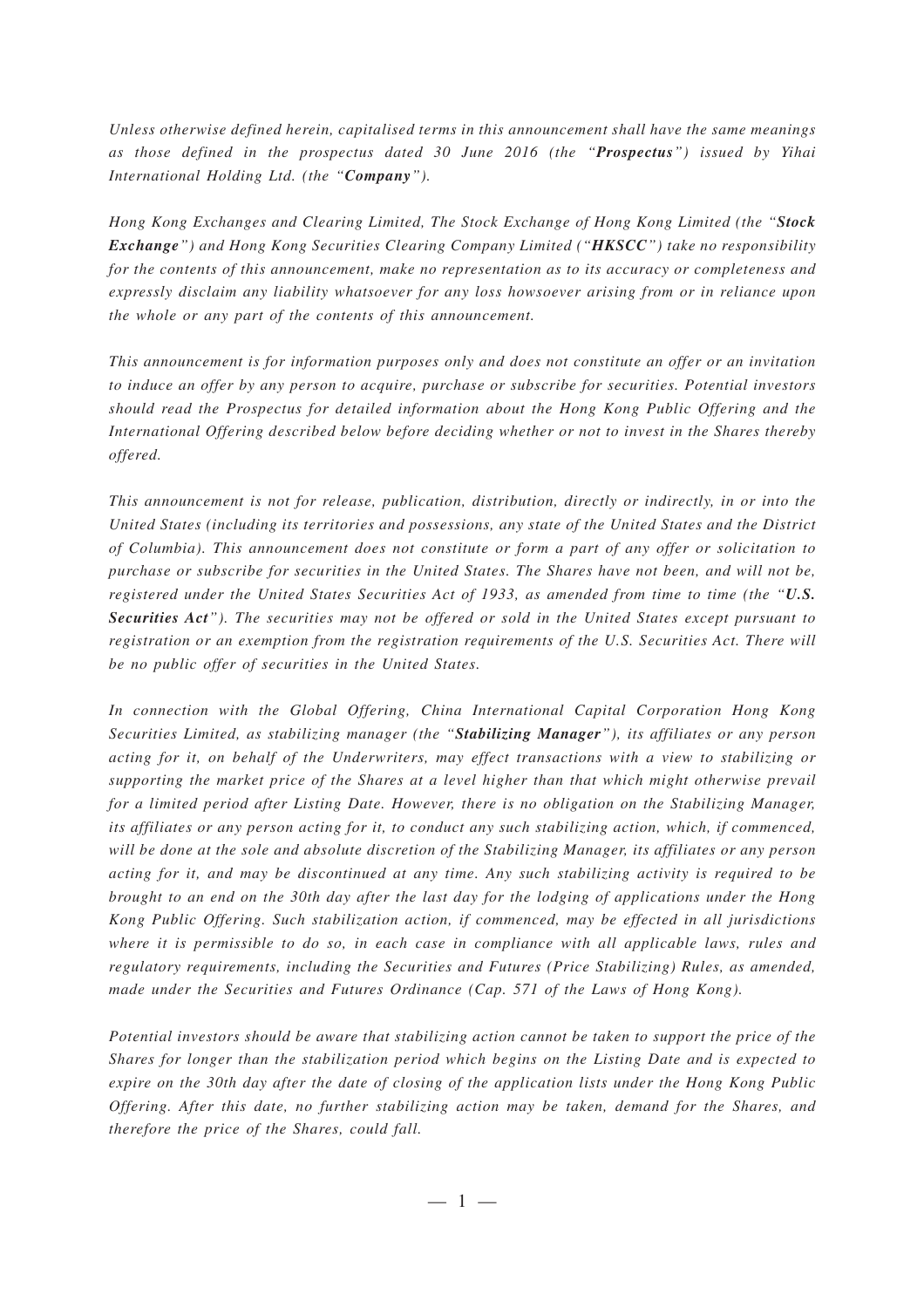*Unless otherwise defined herein, capitalised terms in this announcement shall have the same meanings as those defined in the prospectus dated 30 June 2016 (the "**Prospectus**") issued by Yihai International Holding Ltd. (the "**Company**").*

*Hong Kong Exchanges and Clearing Limited, The Stock Exchange of Hong Kong Limited (the "**Stock Exchange**") and Hong Kong Securities Clearing Company Limited ("**HKSCC**") take no responsibility for the contents of this announcement, make no representation as to its accuracy or completeness and expressly disclaim any liability whatsoever for any loss howsoever arising from or in reliance upon the whole or any part of the contents of this announcement.*

*This announcement is for information purposes only and does not constitute an offer or an invitation to induce an offer by any person to acquire, purchase or subscribe for securities. Potential investors should read the Prospectus for detailed information about the Hong Kong Public Offering and the International Offering described below before deciding whether or not to invest in the Shares thereby offered.*

*This announcement is not for release, publication, distribution, directly or indirectly, in or into the United States (including its territories and possessions, any state of the United States and the District of Columbia). This announcement does not constitute or form a part of any offer or solicitation to purchase or subscribe for securities in the United States. The Shares have not been, and will not be, registered under the United States Securities Act of 1933, as amended from time to time (the "**U.S. Securities Act**"). The securities may not be offered or sold in the United States except pursuant to registration or an exemption from the registration requirements of the U.S. Securities Act. There will be no public offer of securities in the United States.*

*In connection with the Global Offering, China International Capital Corporation Hong Kong Securities Limited, as stabilizing manager (the "**Stabilizing Manager**"), its affiliates or any person acting for it, on behalf of the Underwriters, may effect transactions with a view to stabilizing or supporting the market price of the Shares at a level higher than that which might otherwise prevail for a limited period after Listing Date. However, there is no obligation on the Stabilizing Manager, its affiliates or any person acting for it, to conduct any such stabilizing action, which, if commenced, will be done at the sole and absolute discretion of the Stabilizing Manager, its affiliates or any person acting for it, and may be discontinued at any time. Any such stabilizing activity is required to be brought to an end on the 30th day after the last day for the lodging of applications under the Hong Kong Public Offering. Such stabilization action, if commenced, may be effected in all jurisdictions where it is permissible to do so, in each case in compliance with all applicable laws, rules and regulatory requirements, including the Securities and Futures (Price Stabilizing) Rules, as amended, made under the Securities and Futures Ordinance (Cap. 571 of the Laws of Hong Kong).*

*Potential investors should be aware that stabilizing action cannot be taken to support the price of the Shares for longer than the stabilization period which begins on the Listing Date and is expected to expire on the 30th day after the date of closing of the application lists under the Hong Kong Public Offering. After this date, no further stabilizing action may be taken, demand for the Shares, and therefore the price of the Shares, could fall.*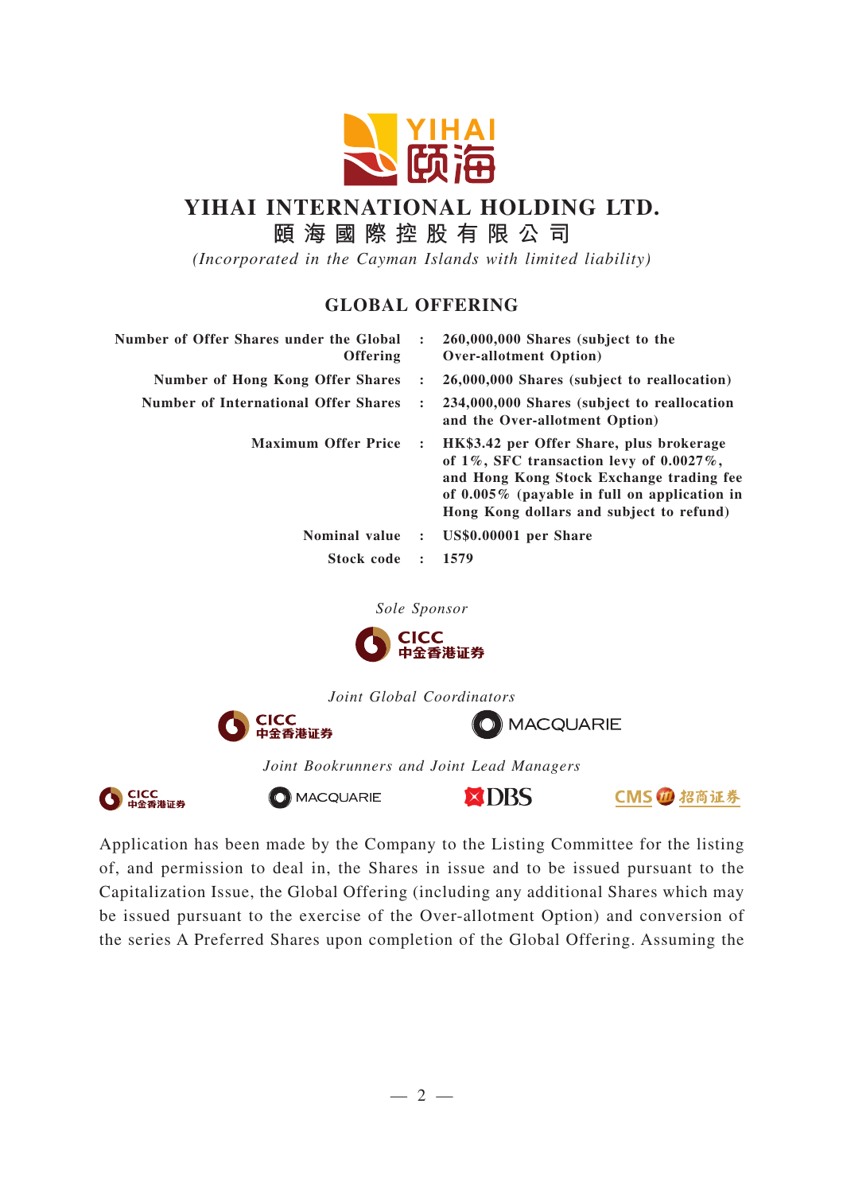# YIHAI INTERNATIONAL HOLDING LTD.

## 頤海國際控股有限公司

*(Incorporated in the Cayman Islands with limited liability)*

## GLOBAL OFFERING

| | | |
|---|---|---|
| **Number of Offer Shares under the Global Offering** | **:** | **260,000,000 Shares (subject to the Over-allotment Option)** |
| **Number of Hong Kong Offer Shares** | **:** | **26,000,000 Shares (subject to reallocation)** |
| **Number of International Offer Shares** | **:** | **234,000,000 Shares (subject to reallocation and the Over-allotment Option)** |
| **Maximum Offer Price** | **:** | **HK$3.42 per Offer Share, plus brokerage of 1%, SFC transaction levy of 0.0027%, and Hong Kong Stock Exchange trading fee of 0.005% (payable in full on application in Hong Kong dollars and subject to refund)** |
| **Nominal value** | **:** | **US$0.00001 per Share** |
| **Stock code** | **:** | **1579** |

*Sole Sponsor*

CICC 中金香港证券

*Joint Global Coordinators*

CICC 中金香港证券　　MACQUARIE

*Joint Bookrunners and Joint Lead Managers*

CICC 中金香港证券　　MACQUARIE　　DBS　　CMS 招商证券

Application has been made by the Company to the Listing Committee for the listing of, and permission to deal in, the Shares in issue and to be issued pursuant to the Capitalization Issue, the Global Offering (including any additional Shares which may be issued pursuant to the exercise of the Over-allotment Option) and conversion of the series A Preferred Shares upon completion of the Global Offering. Assuming the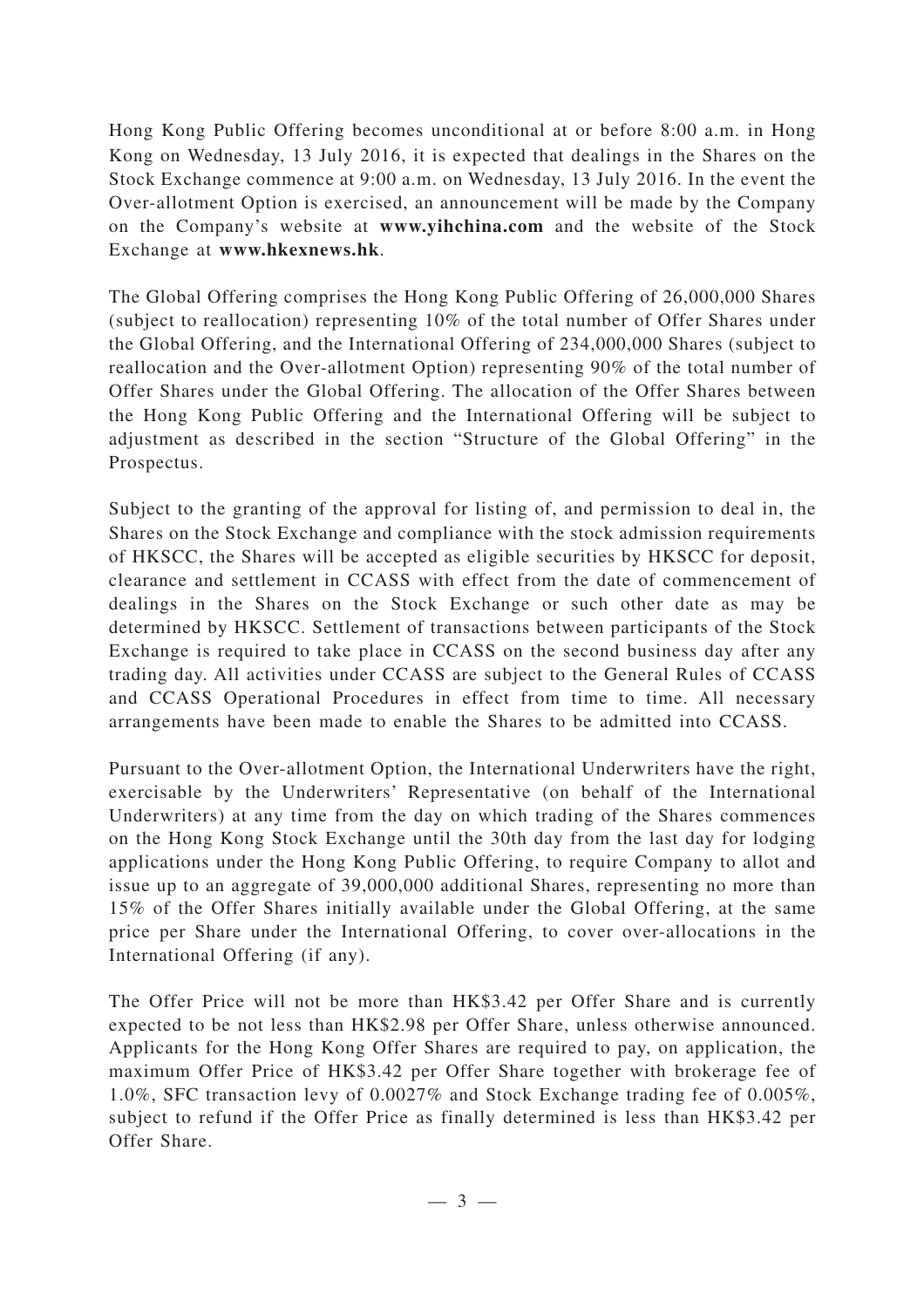Hong Kong Public Offering becomes unconditional at or before 8:00 a.m. in Hong Kong on Wednesday, 13 July 2016, it is expected that dealings in the Shares on the Stock Exchange commence at 9:00 a.m. on Wednesday, 13 July 2016. In the event the Over-allotment Option is exercised, an announcement will be made by the Company on the Company's website at **www.yihchina.com** and the website of the Stock Exchange at **www.hkexnews.hk**.

The Global Offering comprises the Hong Kong Public Offering of 26,000,000 Shares (subject to reallocation) representing 10% of the total number of Offer Shares under the Global Offering, and the International Offering of 234,000,000 Shares (subject to reallocation and the Over-allotment Option) representing 90% of the total number of Offer Shares under the Global Offering. The allocation of the Offer Shares between the Hong Kong Public Offering and the International Offering will be subject to adjustment as described in the section "Structure of the Global Offering" in the Prospectus.

Subject to the granting of the approval for listing of, and permission to deal in, the Shares on the Stock Exchange and compliance with the stock admission requirements of HKSCC, the Shares will be accepted as eligible securities by HKSCC for deposit, clearance and settlement in CCASS with effect from the date of commencement of dealings in the Shares on the Stock Exchange or such other date as may be determined by HKSCC. Settlement of transactions between participants of the Stock Exchange is required to take place in CCASS on the second business day after any trading day. All activities under CCASS are subject to the General Rules of CCASS and CCASS Operational Procedures in effect from time to time. All necessary arrangements have been made to enable the Shares to be admitted into CCASS.

Pursuant to the Over-allotment Option, the International Underwriters have the right, exercisable by the Underwriters' Representative (on behalf of the International Underwriters) at any time from the day on which trading of the Shares commences on the Hong Kong Stock Exchange until the 30th day from the last day for lodging applications under the Hong Kong Public Offering, to require Company to allot and issue up to an aggregate of 39,000,000 additional Shares, representing no more than 15% of the Offer Shares initially available under the Global Offering, at the same price per Share under the International Offering, to cover over-allocations in the International Offering (if any).

The Offer Price will not be more than HK$3.42 per Offer Share and is currently expected to be not less than HK$2.98 per Offer Share, unless otherwise announced. Applicants for the Hong Kong Offer Shares are required to pay, on application, the maximum Offer Price of HK$3.42 per Offer Share together with brokerage fee of 1.0%, SFC transaction levy of 0.0027% and Stock Exchange trading fee of 0.005%, subject to refund if the Offer Price as finally determined is less than HK$3.42 per Offer Share.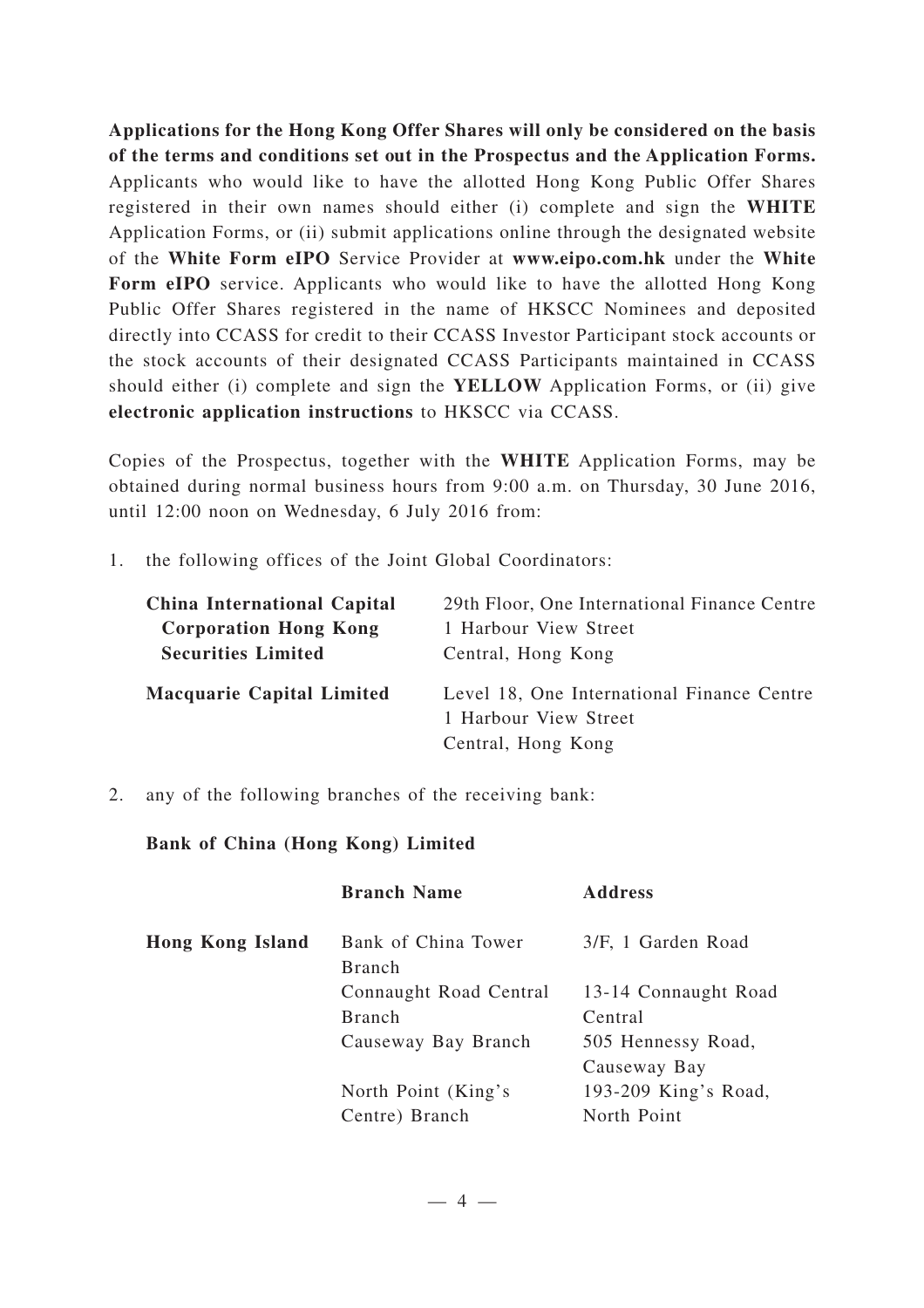**Applications for the Hong Kong Offer Shares will only be considered on the basis of the terms and conditions set out in the Prospectus and the Application Forms.** Applicants who would like to have the allotted Hong Kong Public Offer Shares registered in their own names should either (i) complete and sign the **WHITE** Application Forms, or (ii) submit applications online through the designated website of the **White Form eIPO** Service Provider at **www.eipo.com.hk** under the **White Form eIPO** service. Applicants who would like to have the allotted Hong Kong Public Offer Shares registered in the name of HKSCC Nominees and deposited directly into CCASS for credit to their CCASS Investor Participant stock accounts or the stock accounts of their designated CCASS Participants maintained in CCASS should either (i) complete and sign the **YELLOW** Application Forms, or (ii) give **electronic application instructions** to HKSCC via CCASS.

Copies of the Prospectus, together with the **WHITE** Application Forms, may be obtained during normal business hours from 9:00 a.m. on Thursday, 30 June 2016, until 12:00 noon on Wednesday, 6 July 2016 from:

1. the following offices of the Joint Global Coordinators:

| | |
|---|---|
| **China International Capital Corporation Hong Kong Securities Limited** | 29th Floor, One International Finance Centre<br>1 Harbour View Street<br>Central, Hong Kong |
| **Macquarie Capital Limited** | Level 18, One International Finance Centre<br>1 Harbour View Street<br>Central, Hong Kong |

2. any of the following branches of the receiving bank:

**Bank of China (Hong Kong) Limited**

| | **Branch Name** | **Address** |
|---|---|---|
| **Hong Kong Island** | Bank of China Tower Branch | 3/F, 1 Garden Road |
| | Connaught Road Central Branch | 13-14 Connaught Road Central |
| | Causeway Bay Branch | 505 Hennessy Road, Causeway Bay |
| | North Point (King's Centre) Branch | 193-209 King's Road, North Point |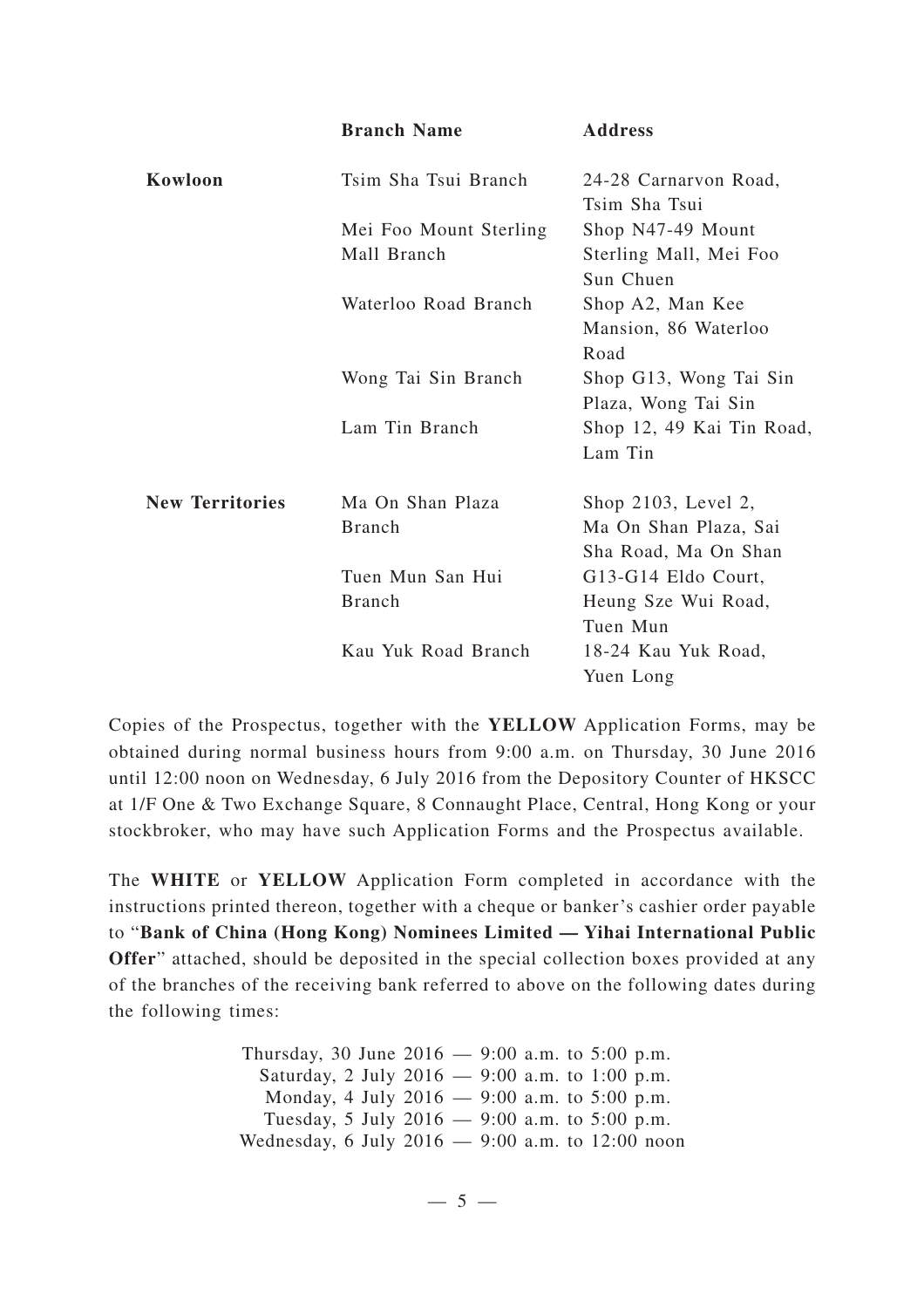| | Branch Name | Address |
|---|---|---|
| **Kowloon** | Tsim Sha Tsui Branch | 24-28 Carnarvon Road, Tsim Sha Tsui |
| | Mei Foo Mount Sterling Mall Branch | Shop N47-49 Mount Sterling Mall, Mei Foo Sun Chuen |
| | Waterloo Road Branch | Shop A2, Man Kee Mansion, 86 Waterloo Road |
| | Wong Tai Sin Branch | Shop G13, Wong Tai Sin Plaza, Wong Tai Sin |
| | Lam Tin Branch | Shop 12, 49 Kai Tin Road, Lam Tin |
| **New Territories** | Ma On Shan Plaza Branch | Shop 2103, Level 2, Ma On Shan Plaza, Sai Sha Road, Ma On Shan |
| | Tuen Mun San Hui Branch | G13-G14 Eldo Court, Heung Sze Wui Road, Tuen Mun |
| | Kau Yuk Road Branch | 18-24 Kau Yuk Road, Yuen Long |

Copies of the Prospectus, together with the **YELLOW** Application Forms, may be obtained during normal business hours from 9:00 a.m. on Thursday, 30 June 2016 until 12:00 noon on Wednesday, 6 July 2016 from the Depository Counter of HKSCC at 1/F One & Two Exchange Square, 8 Connaught Place, Central, Hong Kong or your stockbroker, who may have such Application Forms and the Prospectus available.

The **WHITE** or **YELLOW** Application Form completed in accordance with the instructions printed thereon, together with a cheque or banker's cashier order payable to "**Bank of China (Hong Kong) Nominees Limited — Yihai International Public Offer**" attached, should be deposited in the special collection boxes provided at any of the branches of the receiving bank referred to above on the following dates during the following times:

Thursday, 30 June 2016 — 9:00 a.m. to 5:00 p.m.
Saturday, 2 July 2016 — 9:00 a.m. to 1:00 p.m.
Monday, 4 July 2016 — 9:00 a.m. to 5:00 p.m.
Tuesday, 5 July 2016 — 9:00 a.m. to 5:00 p.m.
Wednesday, 6 July 2016 — 9:00 a.m. to 12:00 noon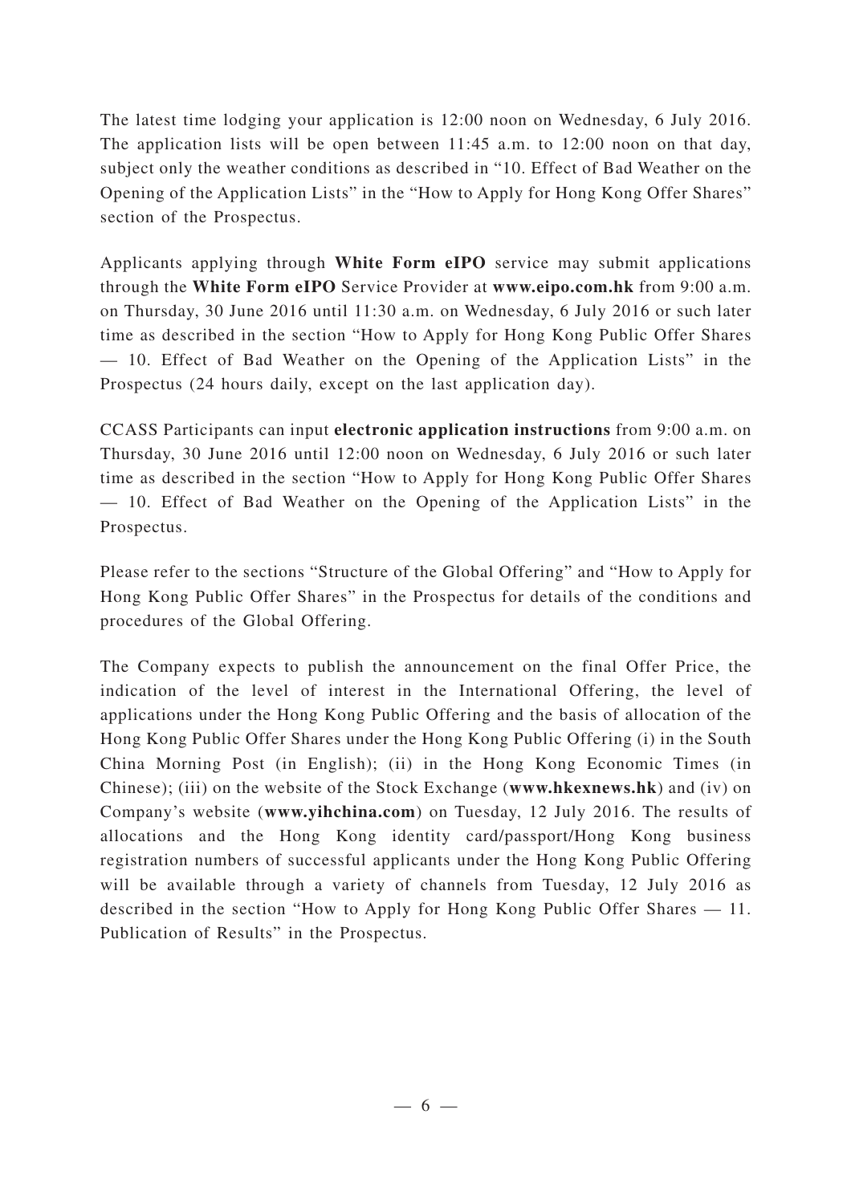The latest time lodging your application is 12:00 noon on Wednesday, 6 July 2016. The application lists will be open between 11:45 a.m. to 12:00 noon on that day, subject only the weather conditions as described in "10. Effect of Bad Weather on the Opening of the Application Lists" in the "How to Apply for Hong Kong Offer Shares" section of the Prospectus.

Applicants applying through **White Form eIPO** service may submit applications through the **White Form eIPO** Service Provider at **www.eipo.com.hk** from 9:00 a.m. on Thursday, 30 June 2016 until 11:30 a.m. on Wednesday, 6 July 2016 or such later time as described in the section "How to Apply for Hong Kong Public Offer Shares — 10. Effect of Bad Weather on the Opening of the Application Lists" in the Prospectus (24 hours daily, except on the last application day).

CCASS Participants can input **electronic application instructions** from 9:00 a.m. on Thursday, 30 June 2016 until 12:00 noon on Wednesday, 6 July 2016 or such later time as described in the section "How to Apply for Hong Kong Public Offer Shares — 10. Effect of Bad Weather on the Opening of the Application Lists" in the Prospectus.

Please refer to the sections "Structure of the Global Offering" and "How to Apply for Hong Kong Public Offer Shares" in the Prospectus for details of the conditions and procedures of the Global Offering.

The Company expects to publish the announcement on the final Offer Price, the indication of the level of interest in the International Offering, the level of applications under the Hong Kong Public Offering and the basis of allocation of the Hong Kong Public Offer Shares under the Hong Kong Public Offering (i) in the South China Morning Post (in English); (ii) in the Hong Kong Economic Times (in Chinese); (iii) on the website of the Stock Exchange (**www.hkexnews.hk**) and (iv) on Company's website (**www.yihchina.com**) on Tuesday, 12 July 2016. The results of allocations and the Hong Kong identity card/passport/Hong Kong business registration numbers of successful applicants under the Hong Kong Public Offering will be available through a variety of channels from Tuesday, 12 July 2016 as described in the section "How to Apply for Hong Kong Public Offer Shares — 11. Publication of Results" in the Prospectus.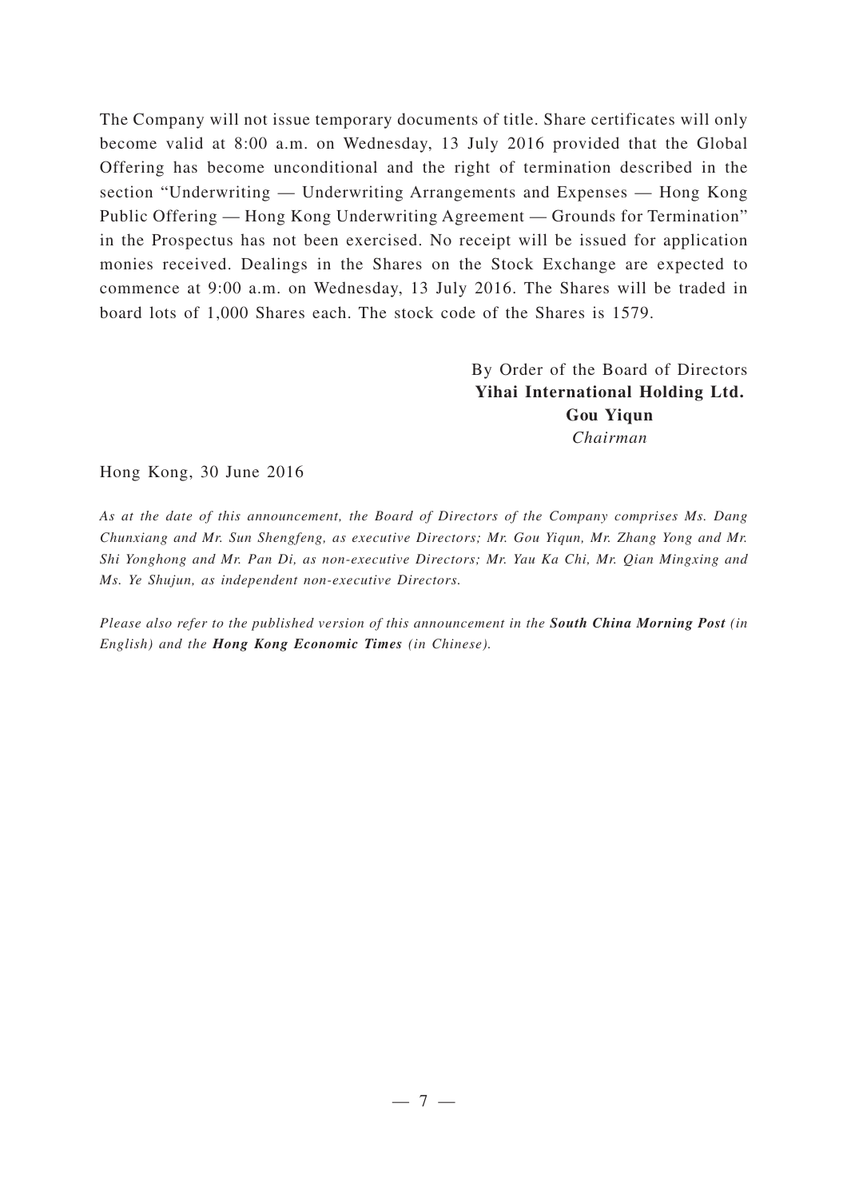The Company will not issue temporary documents of title. Share certificates will only become valid at 8:00 a.m. on Wednesday, 13 July 2016 provided that the Global Offering has become unconditional and the right of termination described in the section "Underwriting — Underwriting Arrangements and Expenses — Hong Kong Public Offering — Hong Kong Underwriting Agreement — Grounds for Termination" in the Prospectus has not been exercised. No receipt will be issued for application monies received. Dealings in the Shares on the Stock Exchange are expected to commence at 9:00 a.m. on Wednesday, 13 July 2016. The Shares will be traded in board lots of 1,000 Shares each. The stock code of the Shares is 1579.

By Order of the Board of Directors
**Yihai International Holding Ltd.**
**Gou Yiqun**
*Chairman*

Hong Kong, 30 June 2016

*As at the date of this announcement, the Board of Directors of the Company comprises Ms. Dang Chunxiang and Mr. Sun Shengfeng, as executive Directors; Mr. Gou Yiqun, Mr. Zhang Yong and Mr. Shi Yonghong and Mr. Pan Di, as non-executive Directors; Mr. Yau Ka Chi, Mr. Qian Mingxing and Ms. Ye Shujun, as independent non-executive Directors.*

*Please also refer to the published version of this announcement in the **South China Morning Post** (in English) and the **Hong Kong Economic Times** (in Chinese).*